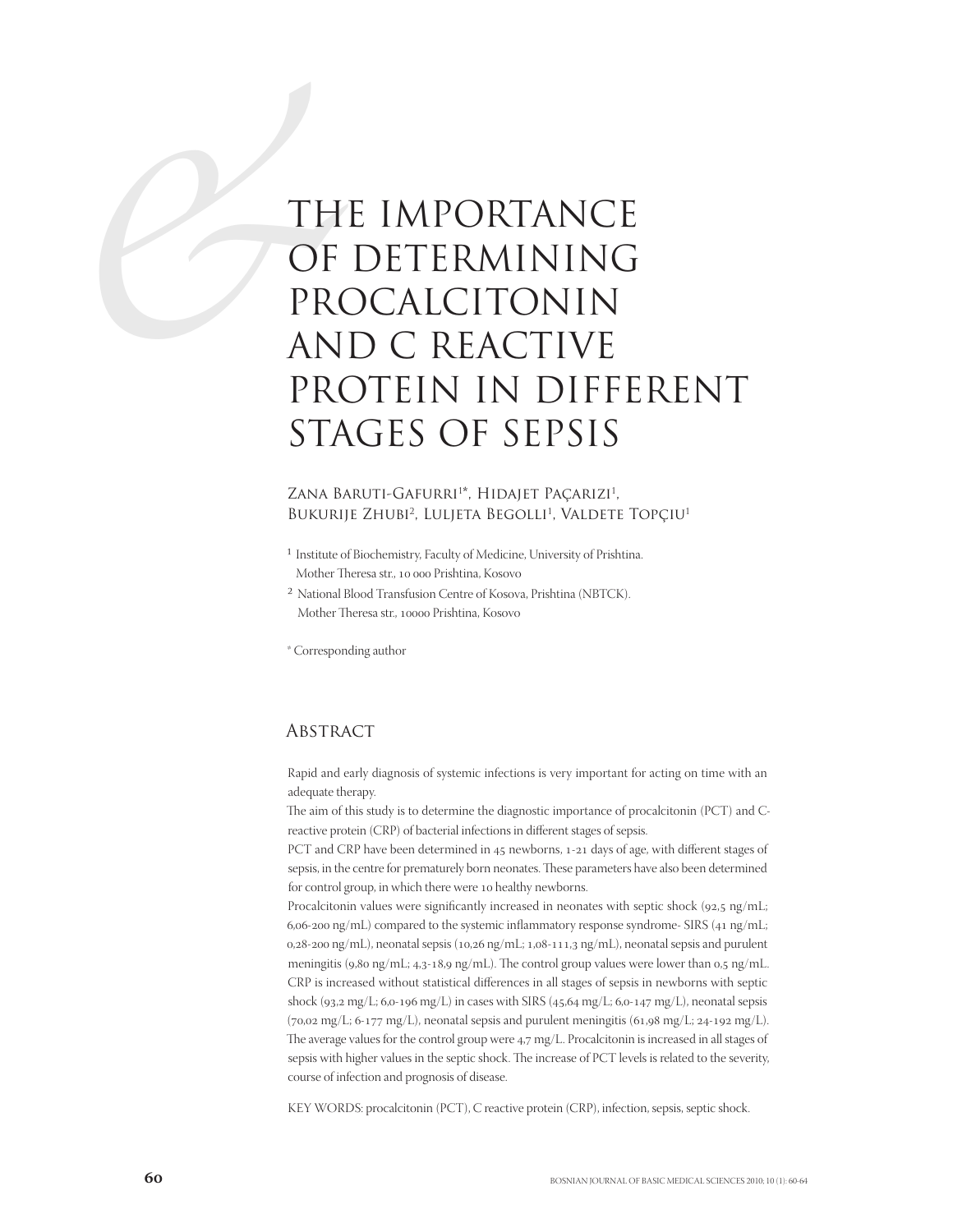# THE IMPORTANCE OF DETERMINING PROCALCITONIN AND C REACTIVE PROTEIN IN DIFFERENT STAGES OF SEPSIS

Zana Baruti-Gafurri[1]*, Hidajet Paçarizi[1], Bukurije Zhubi[2], Luljeta Begolli[1], Valdete Topçiu[1]

[1] Institute of Biochemistry, Faculty of Medicine, University of Prishtina. Mother Theresa str., 10 000 Prishtina, Kosovo

[2] National Blood Transfusion Centre of Kosova, Prishtina (NBTCK). Mother Theresa str., 10000 Prishtina, Kosovo

* Corresponding author

## Abstract

Rapid and early diagnosis of systemic infections is very important for acting on time with an adequate therapy.

The aim of this study is to determine the diagnostic importance of procalcitonin (PCT) and C-reactive protein (CRP) of bacterial infections in different stages of sepsis.

PCT and CRP have been determined in 45 newborns, 1-21 days of age, with different stages of sepsis, in the centre for prematurely born neonates. These parameters have also been determined for control group, in which there were 10 healthy newborns.

Procalcitonin values were significantly increased in neonates with septic shock (92,5 ng/mL; 6,06-200 ng/mL) compared to the systemic inflammatory response syndrome- SIRS (41 ng/mL; 0,28-200 ng/mL), neonatal sepsis (10,26 ng/mL; 1,08-111,3 ng/mL), neonatal sepsis and purulent meningitis (9,80 ng/mL; 4,3-18,9 ng/mL). The control group values were lower than 0,5 ng/mL. CRP is increased without statistical differences in all stages of sepsis in newborns with septic shock (93,2 mg/L; 6,0-196 mg/L) in cases with SIRS (45,64 mg/L; 6,0-147 mg/L), neonatal sepsis (70,02 mg/L; 6-177 mg/L), neonatal sepsis and purulent meningitis (61,98 mg/L; 24-192 mg/L). The average values for the control group were 4,7 mg/L. Procalcitonin is increased in all stages of sepsis with higher values in the septic shock. The increase of PCT levels is related to the severity, course of infection and prognosis of disease.

KEY WORDS: procalcitonin (PCT), C reactive protein (CRP), infection, sepsis, septic shock.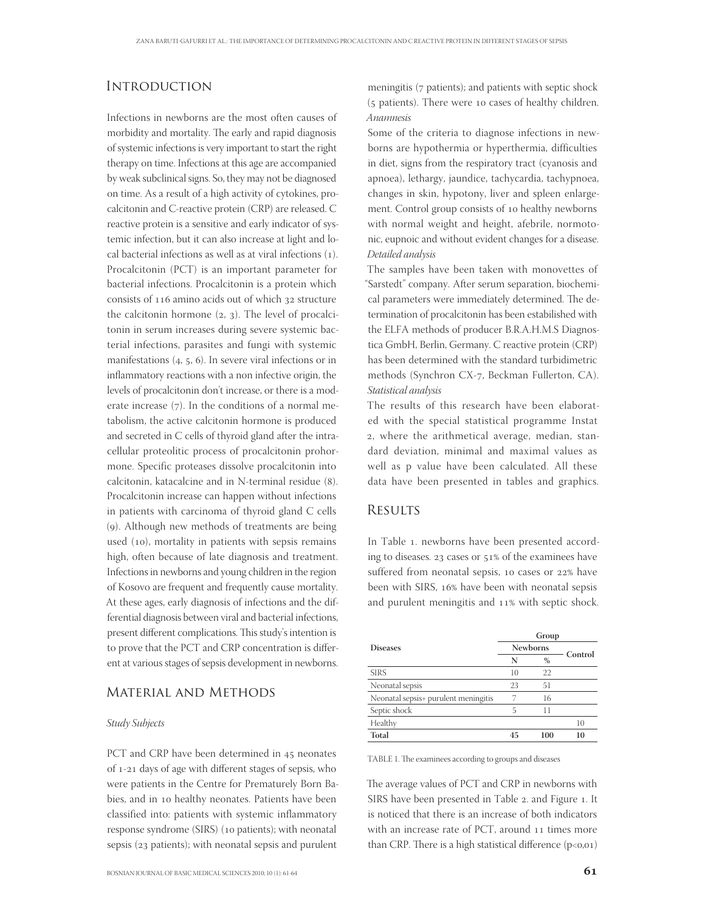## Introduction

Infections in newborns are the most often causes of morbidity and mortality. The early and rapid diagnosis of systemic infections is very important to start the right therapy on time. Infections at this age are accompanied by weak subclinical signs. So, they may not be diagnosed on time. As a result of a high activity of cytokines, procalcitonin and C-reactive protein (CRP) are released. C reactive protein is a sensitive and early indicator of systemic infection, but it can also increase at light and local bacterial infections as well as at viral infections (1). Procalcitonin (PCT) is an important parameter for bacterial infections. Procalcitonin is a protein which consists of 116 amino acids out of which 32 structure the calcitonin hormone (2, 3). The level of procalcitonin in serum increases during severe systemic bacterial infections, parasites and fungi with systemic manifestations (4, 5, 6). In severe viral infections or in inflammatory reactions with a non infective origin, the levels of procalcitonin don't increase, or there is a moderate increase (7). In the conditions of a normal metabolism, the active calcitonin hormone is produced and secreted in C cells of thyroid gland after the intracellular proteolitic process of procalcitonin prohormone. Specific proteases dissolve procalcitonin into calcitonin, katacalcine and in N-terminal residue (8). Procalcitonin increase can happen without infections in patients with carcinoma of thyroid gland C cells (9). Although new methods of treatments are being used (10), mortality in patients with sepsis remains high, often because of late diagnosis and treatment. Infections in newborns and young children in the region of Kosovo are frequent and frequently cause mortality. At these ages, early diagnosis of infections and the differential diagnosis between viral and bacterial infections, present different complications. This study's intention is to prove that the PCT and CRP concentration is different at various stages of sepsis development in newborns.

## Material and Methods

*Study Subjects*

PCT and CRP have been determined in 45 neonates of 1-21 days of age with different stages of sepsis, who were patients in the Centre for Prematurely Born Babies, and in 10 healthy neonates. Patients have been classified into: patients with systemic inflammatory response syndrome (SIRS) (10 patients); with neonatal sepsis (23 patients); with neonatal sepsis and purulent meningitis (7 patients); and patients with septic shock (5 patients). There were 10 cases of healthy children.

*Anamnesis*

Some of the criteria to diagnose infections in newborns are hypothermia or hyperthermia, difficulties in diet, signs from the respiratory tract (cyanosis and apnoea), lethargy, jaundice, tachycardia, tachypnoea, changes in skin, hypotony, liver and spleen enlargement. Control group consists of 10 healthy newborns with normal weight and height, afebrile, normotonic, eupnoic and without evident changes for a disease.

*Detailed analysis*

The samples have been taken with monovettes of "Sarstedt" company. After serum separation, biochemical parameters were immediately determined. The determination of procalcitonin has been estabilished with the ELFA methods of producer B.R.A.H.M.S Diagnostica GmbH, Berlin, Germany. C reactive protein (CRP) has been determined with the standard turbidimetric methods (Synchron CX-7, Beckman Fullerton, CA).

*Statistical analysis*

The results of this research have been elaborated with the special statistical programme Instat 2, where the arithmetical average, median, standard deviation, minimal and maximal values as well as p value have been calculated. All these data have been presented in tables and graphics.

## Results

In Table 1. newborns have been presented according to diseases. 23 cases or 51% of the examinees have suffered from neonatal sepsis, 10 cases or 22% have been with SIRS, 16% have been with neonatal sepsis and purulent meningitis and 11% with septic shock.

| Diseases | Group | | |
|---|---|---|---|
| | Newborns | | Control |
| | N | % | |
| SIRS | 10 | 22 | |
| Neonatal sepsis | 23 | 51 | |
| Neonatal sepsis+ purulent meningitis | 7 | 16 | |
| Septic shock | 5 | 11 | |
| Healthy | | | 10 |
| **Total** | **45** | **100** | **10** |

TABLE 1. The examinees according to groups and diseases

The average values of PCT and CRP in newborns with SIRS have been presented in Table 2. and Figure 1. It is noticed that there is an increase of both indicators with an increase rate of PCT, around 11 times more than CRP. There is a high statistical difference ($p<0,01$)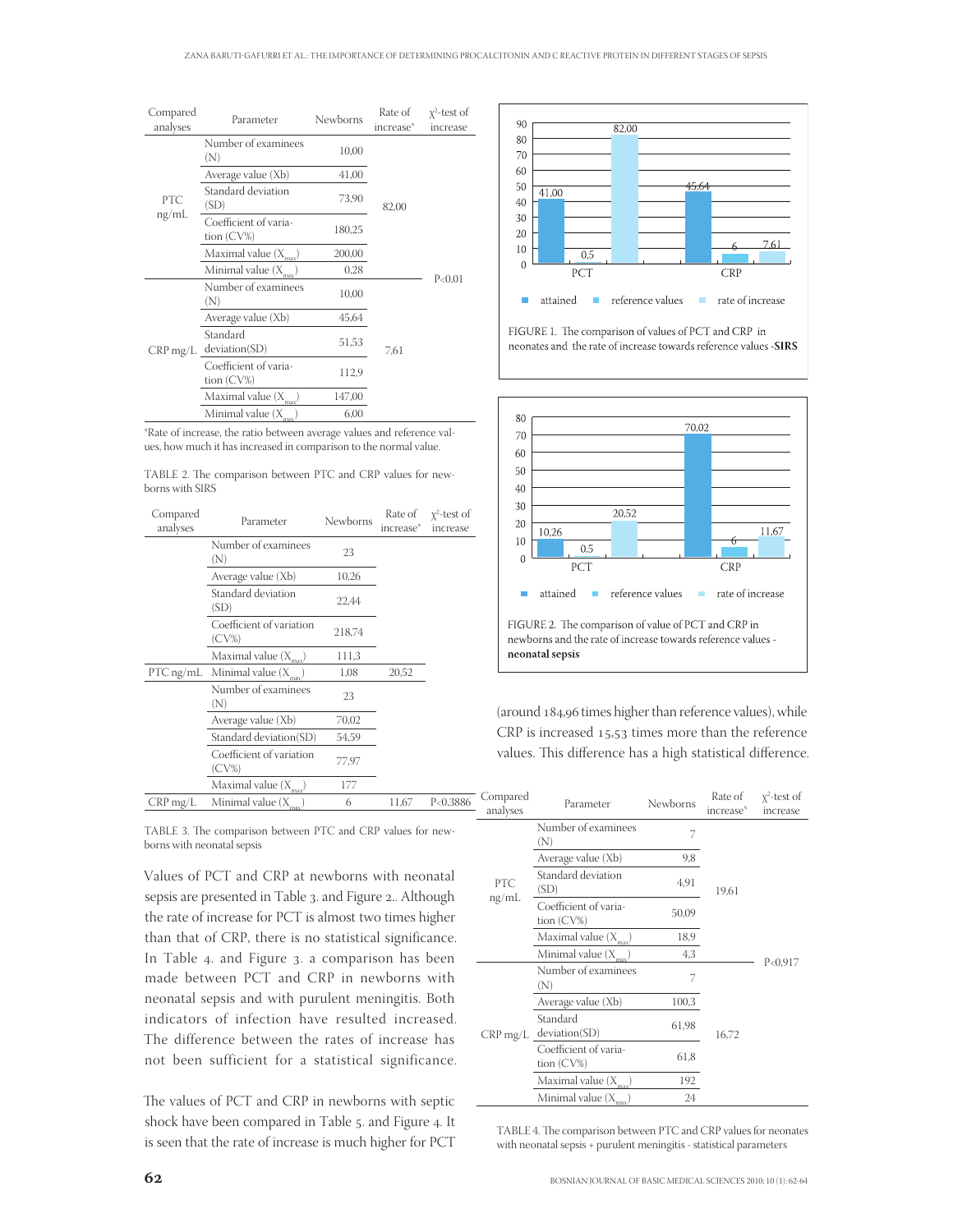| Compared analyses | Parameter | Newborns | Rate of increase* | $\chi^2$-test of increase |
|---|---|---|---|---|
| PTC ng/mL | Number of examinees (N) | 10,00 | 82,00 | P<0,01 |
| | Average value (Xb) | 41,00 | | |
| | Standard deviation (SD) | 73,90 | | |
| | Coefficient of variation (CV%) | 180,25 | | |
| | Maximal value ($X_{max}$) | 200,00 | | |
| | Minimal value ($X_{min}$) | 0,28 | | |
| CRP mg/L | Number of examinees (N) | 10,00 | 7,61 | |
| | Average value (Xb) | 45,64 | | |
| | Standard deviation(SD) | 51,53 | | |
| | Coefficient of variation (CV%) | 112,9 | | |
| | Maximal value ($X_{max}$) | 147,00 | | |
| | Minimal value ($X_{min}$) | 6,00 | | |

*Rate of increase, the ratio between average values and reference values, how much it has increased in comparison to the normal value.

TABLE 2. The comparison between PTC and CRP values for newborns with SIRS

| Compared analyses | Parameter | Newborns | Rate of increase* | $\chi^2$-test of increase |
|---|---|---|---|---|
| PTC ng/mL | Number of examinees (N) | 23 | 20,52 | |
| | Average value (Xb) | 10,26 | | |
| | Standard deviation (SD) | 22,44 | | |
| | Coefficient of variation (CV%) | 218,74 | | |
| | Maximal value ($X_{max}$) | 111,3 | | |
| | Minimal value ($X_{min}$) | 1,08 | | |
| CRP mg/L | Number of examinees (N) | 23 | 11,67 | P<0,3886 |
| | Average value (Xb) | 70,02 | | |
| | Standard deviation(SD) | 54,59 | | |
| | Coefficient of variation (CV%) | 77,97 | | |
| | Maximal value ($X_{max}$) | 177 | | |
| | Minimal value ($X_{min}$) | 6 | | |

TABLE 3. The comparison between PTC and CRP values for newborns with neonatal sepsis

Values of PCT and CRP at newborns with neonatal sepsis are presented in Table 3. and Figure 2.. Although the rate of increase for PCT is almost two times higher than that of CRP, there is no statistical significance. In Table 4. and Figure 3. a comparison has been made between PCT and CRP in newborns with neonatal sepsis and with purulent meningitis. Both indicators of infection have resulted increased. The difference between the rates of increase has not been sufficient for a statistical significance.

The values of PCT and CRP in newborns with septic shock have been compared in Table 5. and Figure 4. It is seen that the rate of increase is much higher for PCT

| | PCT | CRP |
|---|---|---|
| attained | 41,00 | 45,64 |
| reference values | 0,5 | 6 |
| rate of increase | 82,00 | 7,61 |

FIGURE 1. The comparison of values of PCT and CRP in neonates and the rate of increase towards reference values -**SIRS**

| | PCT | CRP |
|---|---|---|
| attained | 10,26 | 70,02 |
| reference values | 0,5 | 6 |
| rate of increase | 20,52 | 11,67 |

FIGURE 2. The comparison of value of PCT and CRP in newborns and the rate of increase towards reference values - **neonatal sepsis**

(around 184,96 times higher than reference values), while CRP is increased 15,53 times more than the reference values. This difference has a high statistical difference.

| Compared analyses | Parameter | Newborns | Rate of increase* | $\chi^2$-test of increase |
|---|---|---|---|---|
| PTC ng/mL | Number of examinees (N) | 7 | 19,61 | P<0,917 |
| | Average value (Xb) | 9,8 | | |
| | Standard deviation (SD) | 4,91 | | |
| | Coefficient of variation (CV%) | 50,09 | | |
| | Maximal value ($X_{max}$) | 18,9 | | |
| | Minimal value ($X_{min}$) | 4,3 | | |
| CRP mg/L | Number of examinees (N) | 7 | 16,72 | |
| | Average value (Xb) | 100,3 | | |
| | Standard deviation(SD) | 61,98 | | |
| | Coefficient of variation (CV%) | 61,8 | | |
| | Maximal value ($X_{max}$) | 192 | | |
| | Minimal value ($X_{min}$) | 24 | | |

TABLE 4. The comparison between PTC and CRP values for neonates with neonatal sepsis + purulent meningitis - statistical parameters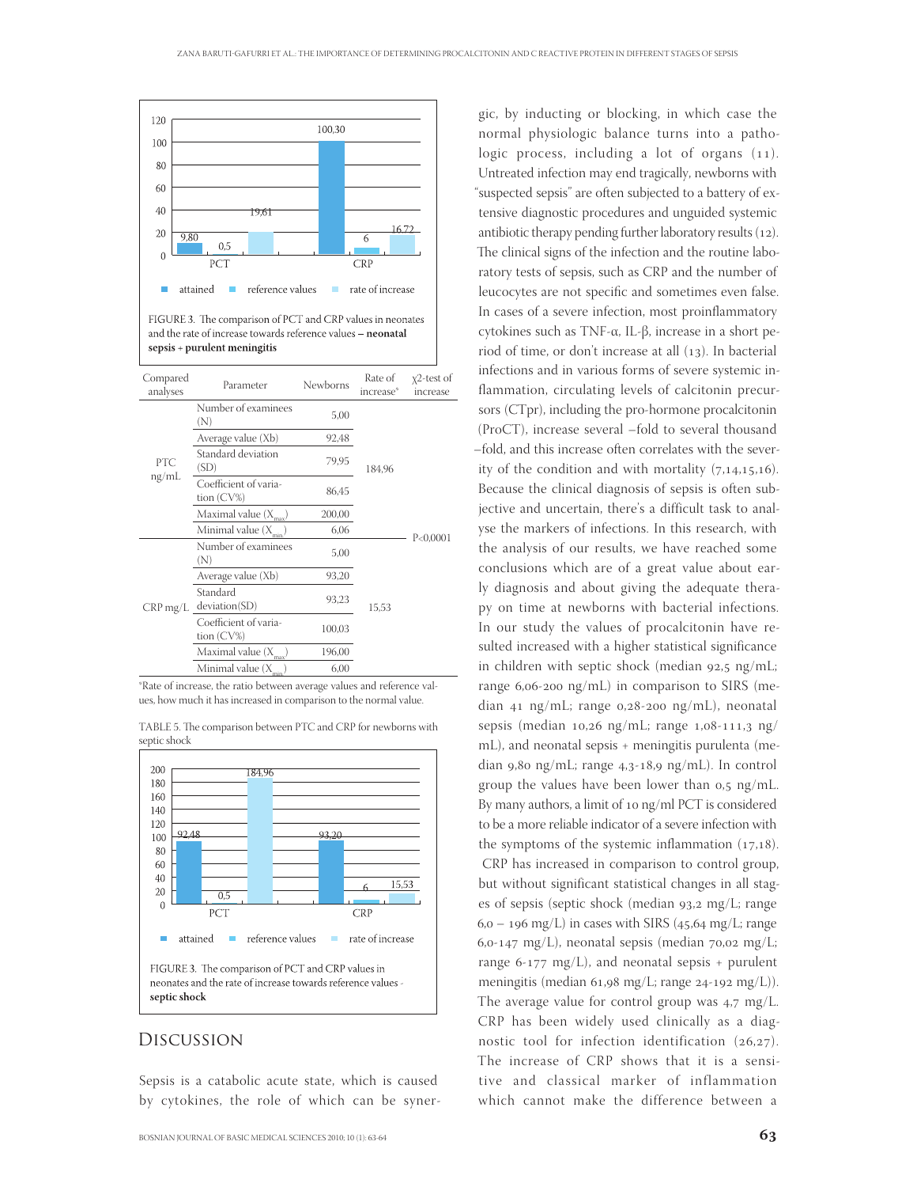FIGURE 3. The comparison of PCT and CRP values in neonates and the rate of increase towards reference values – **neonatal sepsis + purulent meningitis**

| Compared analyses | Parameter | Newborns | Rate of increase* | χ2-test of increase |
|---|---|---|---|---|
| PTC ng/mL | Number of examinees (N) | 5,00 | 184,96 | P<0,0001 |
| | Average value (Xb) | 92,48 | | |
| | Standard deviation (SD) | 79,95 | | |
| | Coefficient of variation (CV%) | 86,45 | | |
| | Maximal value ($X_{max}$) | 200,00 | | |
| | Minimal value ($X_{min}$) | 6,06 | | |
| CRP mg/L | Number of examinees (N) | 5,00 | 15,53 | |
| | Average value (Xb) | 93,20 | | |
| | Standard deviation(SD) | 93,23 | | |
| | Coefficient of variation (CV%) | 100,03 | | |
| | Maximal value ($X_{max}$) | 196,00 | | |
| | Minimal value ($X_{min}$) | 6,00 | | |

*Rate of increase, the ratio between average values and reference values, how much it has increased in comparison to the normal value.

TABLE 5. The comparison between PTC and CRP for newborns with septic shock

FIGURE 3. The comparison of PCT and CRP values in neonates and the rate of increase towards reference values - **septic shock**

## Discussion

Sepsis is a catabolic acute state, which is caused by cytokines, the role of which can be synergic, by inducting or blocking, in which case the normal physiologic balance turns into a pathologic process, including a lot of organs (11). Untreated infection may end tragically, newborns with "suspected sepsis" are often subjected to a battery of extensive diagnostic procedures and unguided systemic antibiotic therapy pending further laboratory results (12). The clinical signs of the infection and the routine laboratory tests of sepsis, such as CRP and the number of leucocytes are not specific and sometimes even false. In cases of a severe infection, most proinflammatory cytokines such as TNF-α, IL-β, increase in a short period of time, or don't increase at all (13). In bacterial infections and in various forms of severe systemic inflammation, circulating levels of calcitonin precursors (CTpr), including the pro-hormone procalcitonin (ProCT), increase several –fold to several thousand –fold, and this increase often correlates with the severity of the condition and with mortality (7,14,15,16). Because the clinical diagnosis of sepsis is often subjective and uncertain, there's a difficult task to analyse the markers of infections. In this research, with the analysis of our results, we have reached some conclusions which are of a great value about early diagnosis and about giving the adequate therapy on time at newborns with bacterial infections. In our study the values of procalcitonin have resulted increased with a higher statistical significance in children with septic shock (median 92,5 ng/mL; range 6,06-200 ng/mL) in comparison to SIRS (median 41 ng/mL; range 0,28-200 ng/mL), neonatal sepsis (median 10,26 ng/mL; range 1,08-111,3 ng/mL), and neonatal sepsis + meningitis purulenta (median 9,80 ng/mL; range 4,3-18,9 ng/mL). In control group the values have been lower than 0,5 ng/mL. By many authors, a limit of 10 ng/ml PCT is considered to be a more reliable indicator of a severe infection with the symptoms of the systemic inflammation (17,18).

CRP has increased in comparison to control group, but without significant statistical changes in all stages of sepsis (septic shock (median 93,2 mg/L; range 6,0 – 196 mg/L) in cases with SIRS (45,64 mg/L; range 6,0-147 mg/L), neonatal sepsis (median 70,02 mg/L; range 6-177 mg/L), and neonatal sepsis + purulent meningitis (median 61,98 mg/L; range 24-192 mg/L)). The average value for control group was 4,7 mg/L. CRP has been widely used clinically as a diagnostic tool for infection identification (26,27). The increase of CRP shows that it is a sensitive and classical marker of inflammation which cannot make the difference between a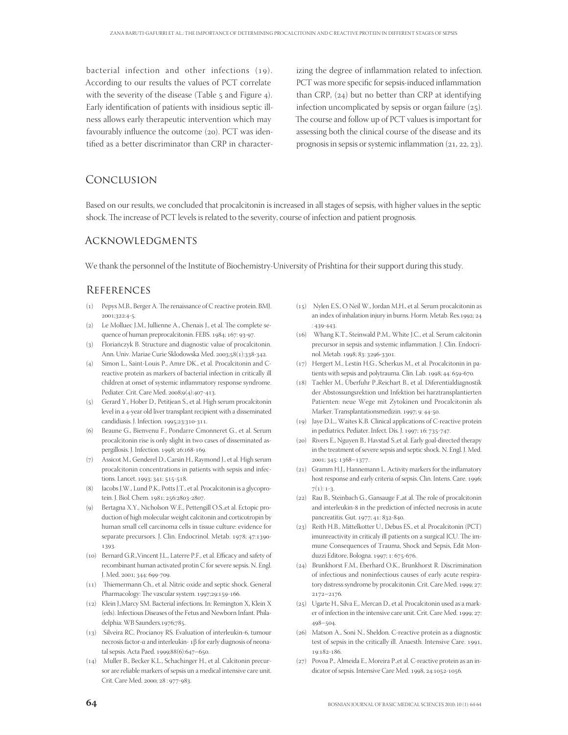bacterial infection and other infections (19). According to our results the values of PCT correlate with the severity of the disease (Table 5 and Figure 4). Early identification of patients with insidious septic illness allows early therapeutic intervention which may favourably influence the outcome (20). PCT was identified as a better discriminator than CRP in characterizing the degree of inflammation related to infection. PCT was more specific for sepsis-induced inflammation than CRP, (24) but no better than CRP at identifying infection uncomplicated by sepsis or organ failure (25). The course and follow up of PCT values is important for assessing both the clinical course of the disease and its prognosis in sepsis or systemic inflammation (21, 22, 23).

## Conclusion

Based on our results, we concluded that procalcitonin is increased in all stages of sepsis, with higher values in the septic shock. The increase of PCT levels is related to the severity, course of infection and patient prognosis.

## Acknowledgments

We thank the personnel of the Institute of Biochemistry-University of Prishtina for their support during this study.

## References

(1) Pepys M.B., Berger A. The renaissance of C reactive protein. BMJ. 2001;322:4-5.

(2) Le Molluec J.M., Jullienne A., Chenais J., et al. The complete sequence of human preprocalcitonin. FEBS. 1984; 167: 93-97.

(3) Floriańczyk B. Structure and diagnostic value of procalcitonin. Ann. Univ. Mariae Curie Sklodowska Med. 2003;58(1):338-342.

(4) Simon L., Saint-Louis P., Amre DK., et al. Procalcitonin and C-reactive protein as markers of bacterial infection in critically ill children at onset of systemic inflammatory response syndrome. Pediater. Crit. Care Med. 2008;9(4):407-413.

(5) Gerard Y., Hober D., Petitjean S., et al. High serum procalcitonin level in a 4-year old liver transplant recipient with a disseminated candidiasis. J. Infection. 1995;23:310-311.

(6) Beaune G., Bienvenu F., Pondarre Cmonneret G., et al. Serum procalcitonin rise is only slight in two cases of disseminated aspergillosis. J. Infection. 1998; 26:168-169.

(7) Assicot M., Genderel D., Carsin H., Raymond J., et al. High serum procalcitonin concentrations in patients with sepsis and infections. Lancet. 1993; 341: 515-518.

(8) Jacobs J.W., Lund P.K., Potts J.T., et al. Procalcitonin is a glycoprotein. J. Biol. Chem. 1981; 256:2803-2807.

(9) Bertagna X.Y., Nicholson W.E., Pettengill O.S.,et al. Ectopic production of high molecular weight calcitonin and corticotropin by human small cell carcinoma cells in tissue culture: evidence for separate precursors. J. Clin. Endocrinol. Metab. 1978; 47:1390-1393.

(10) Bernard G.R.,Vincent J.L., Laterre P.F., et al. Efficacy and safety of recombinant human activated protin C for severe sepsis. N. Engl. J. Med. 2001; 344: 699-709.

(11) Thiemermann Ch., et al. Nitric oxide and septic shock. General Pharmacology: The vascular system. 1997;29:159-166.

(12) Klein J.,Marcy SM. Bacterial infections. In: Remington X, Klein X (eds). Infectious Diseases of the Fetus and Newborn Infant. Philadelphia: WB Saunders.1976;785.

(13) Silveira RC, Procianoy RS. Evaluation of interleukin-6, tumour necrosis factor-α and interleukin- 1β for early diagnosis of neonatal sepsis. Acta Paed. 1999;88(6):647–650.

(14) Muller B., Becker K.L., Schachinger H., et al. Calcitonin precursor are reliable markers of sepsis un a medical intensive care unit. Crit. Care Med. 2000; 28 : 977-983.

(15) Nylen E.S., O Neil W., Jordan M.H., et al. Serum procalcitonin as an index of inhalation injury in burns. Horm. Metab. Res.1992; 24 : 439-443.

(16) Whang K.T., Steinwald P.M., White J.C., et al. Serum calcitonin precursor in sepsis and systemic inflammation. J. Clin. Endocrinol. Metab. 1998; 83: 3296-3301.

(17) Hergert M., Lestin H.G., Scherkus M., et al. Procalcitonin in patients with sepsis and polytrauma. Clin. Lab. 1998; 44: 659-670.

(18) Taehler M., Überfuhr P.,Reichart B., et al. Diferentialdiagnostik der Abstossungsrektion und Infektion bei harztransplantierten Patienten: neue Wege mit Zytokinen und Procalcitonin als Marker. Transplantationsmedizin. 1997; 9: 44-50.

(19) Jaye D.L., Waites K.B. Clinical applications of C-reactive protein in pediatrics. Pediater. Infect. Dis. J. 1997; 16: 735-747.

(20) Rivers E., Nguyen B., Havstad S.,et al. Early goal-directed therapy in the treatment of severe sepsis and septic shock. N. Engl. J. Med. 2001; 345: 1368–1377.

(21) Gramm H.J., Hannemann L. Activity markers for the inflamatory host response and early criteria of sepsis. Clin. Intens. Care. 1996; 7(1): 1-3.

(22) Rau B., Steinbach G., Gansauge F.,at al. The role of procalcitonin and interleukin-8 in the prediction of infected necrosis in acute pancreatitis. Gut. 1977; 41: 832-840.

(23) Reith H.B., Mittelkotter U., Debus ES., et al. Procalcitonin (PCT) imunreactivity in criticaly ill patients on a surgical ICU. The immune Consequences of Trauma, Shock and Sepsis, Edit Monduzzi Editore, Bologna. 1997; 1: 675-676.

(24) Brunkhorst F.M., Eberhard O.K., Brunkhorst R. Discrimination of infectious and noninfectious causes of early acute respiratory distress syndrome by procalcitonin. Crit. Care Med. 1999; 27: 2172–2176.

(25) Ugarte H., Silva E., Mercan D., et al. Procalcitonin used as a marker of infection in the intensive care unit. Crit. Care Med. 1999; 27: 498–504.

(26) Matson A., Soni N., Sheldon. C-reactive protein as a diagnostic test of sepsis in the critically ill. Anaesth. Intensive Care. 1991, 19:182-186.

(27) Povoa P., Almeida E., Moreira P.,et al. C-reactive protein as an indicator of sepsis. Intensive Care Med. 1998, 24:1052-1056.